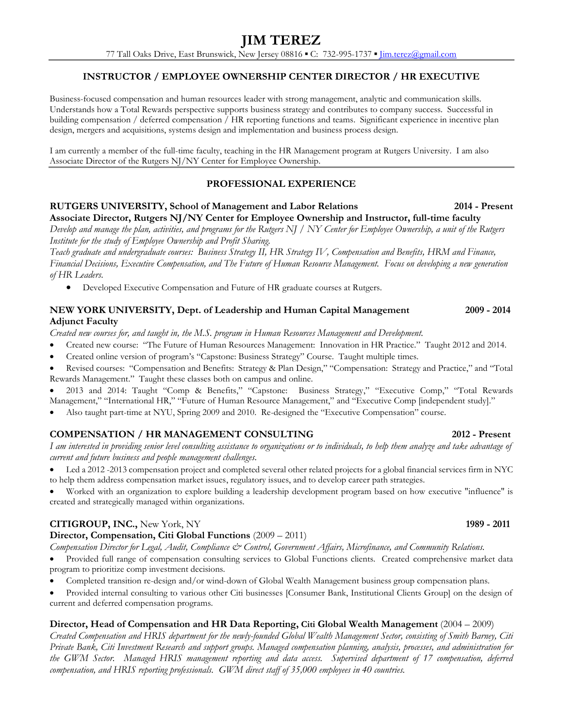# JIM TEREZ

77 Tall Oaks Drive, East Brunswick, New Jersey 08816 ▪ C: 732-995-1737 ▪ Jim.terez@gmail.com

## INSTRUCTOR / EMPLOYEE OWNERSHIP CENTER DIRECTOR / HR EXECUTIVE

Business-focused compensation and human resources leader with strong management, analytic and communication skills. Understands how a Total Rewards perspective supports business strategy and contributes to company success. Successful in building compensation / deferred compensation / HR reporting functions and teams. Significant experience in incentive plan design, mergers and acquisitions, systems design and implementation and business process design.

I am currently a member of the full-time faculty, teaching in the HR Management program at Rutgers University. I am also Associate Director of the Rutgers NJ/NY Center for Employee Ownership.

## PROFESSIONAL EXPERIENCE

**RUTGERS UNIVERSITY, School of Management and Labor Relations** **2014 - Present**
**Associate Director, Rutgers NJ/NY Center for Employee Ownership and Instructor, full-time faculty**
*Develop and manage the plan, activities, and programs for the Rutgers NJ / NY Center for Employee Ownership, a unit of the Rutgers Institute for the study of Employee Ownership and Profit Sharing.*
*Teach graduate and undergraduate courses: Business Strategy II, HR Strategy IV, Compensation and Benefits, HRM and Finance, Financial Decisions, Executive Compensation, and The Future of Human Resource Management. Focus on developing a new generation of HR Leaders.*

- Developed Executive Compensation and Future of HR graduate courses at Rutgers.

**NEW YORK UNIVERSITY, Dept. of Leadership and Human Capital Management** **2009 - 2014**
**Adjunct Faculty**
*Created new courses for, and taught in, the M.S. program in Human Resources Management and Development.*

- Created new course: "The Future of Human Resources Management: Innovation in HR Practice." Taught 2012 and 2014.
- Created online version of program's "Capstone: Business Strategy" Course. Taught multiple times.
- Revised courses: "Compensation and Benefits: Strategy & Plan Design," "Compensation: Strategy and Practice," and "Total Rewards Management." Taught these classes both on campus and online.
- 2013 and 2014: Taught "Comp & Benefits," "Capstone: Business Strategy," "Executive Comp," "Total Rewards Management," "International HR," "Future of Human Resource Management," and "Executive Comp [independent study]."
- Also taught part-time at NYU, Spring 2009 and 2010. Re-designed the "Executive Compensation" course.

**COMPENSATION / HR MANAGEMENT CONSULTING** **2012 - Present**
*I am interested in providing senior level consulting assistance to organizations or to individuals, to help them analyze and take advantage of current and future business and people management challenges.*

- Led a 2012 -2013 compensation project and completed several other related projects for a global financial services firm in NYC to help them address compensation market issues, regulatory issues, and to develop career path strategies.
- Worked with an organization to explore building a leadership development program based on how executive "influence" is created and strategically managed within organizations.

**CITIGROUP, INC.,** New York, NY **1989 - 2011**
**Director, Compensation, Citi Global Functions** (2009 – 2011)
*Compensation Director for Legal, Audit, Compliance & Control, Government Affairs, Microfinance, and Community Relations.*

- Provided full range of compensation consulting services to Global Functions clients. Created comprehensive market data program to prioritize comp investment decisions.
- Completed transition re-design and/or wind-down of Global Wealth Management business group compensation plans.
- Provided internal consulting to various other Citi businesses [Consumer Bank, Institutional Clients Group] on the design of current and deferred compensation programs.

**Director, Head of Compensation and HR Data Reporting, Citi Global Wealth Management** (2004 – 2009)
*Created Compensation and HRIS department for the newly-founded Global Wealth Management Sector, consisting of Smith Barney, Citi Private Bank, Citi Investment Research and support groups. Managed compensation planning, analysis, processes, and administration for the GWM Sector. Managed HRIS management reporting and data access. Supervised department of 17 compensation, deferred compensation, and HRIS reporting professionals. GWM direct staff of 35,000 employees in 40 countries.*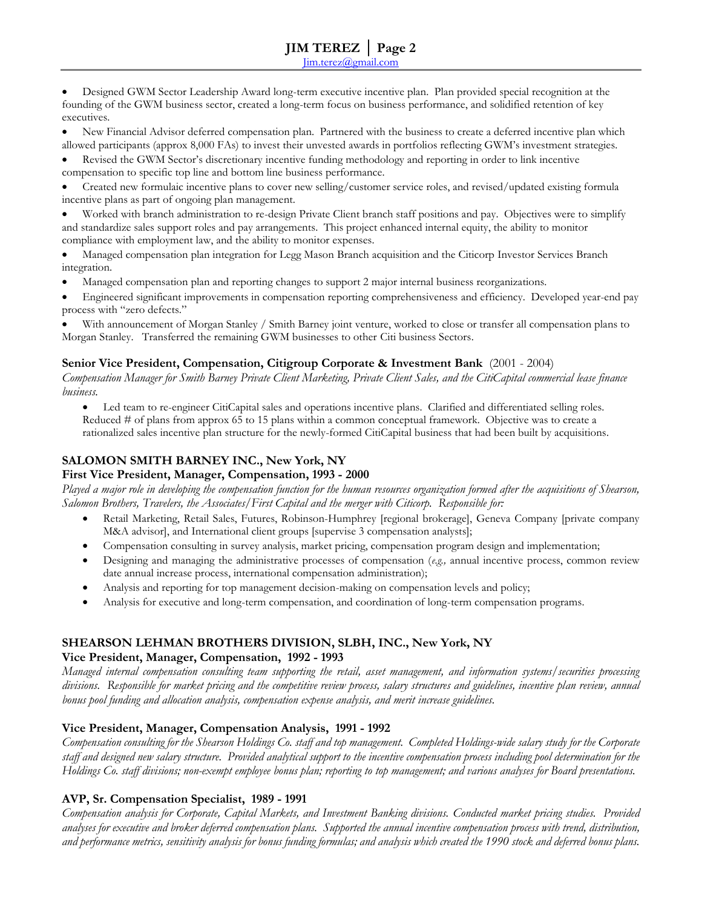- Designed GWM Sector Leadership Award long-term executive incentive plan. Plan provided special recognition at the founding of the GWM business sector, created a long-term focus on business performance, and solidified retention of key executives.
- New Financial Advisor deferred compensation plan. Partnered with the business to create a deferred incentive plan which allowed participants (approx 8,000 FAs) to invest their unvested awards in portfolios reflecting GWM's investment strategies.
- Revised the GWM Sector's discretionary incentive funding methodology and reporting in order to link incentive compensation to specific top line and bottom line business performance.
- Created new formulaic incentive plans to cover new selling/customer service roles, and revised/updated existing formula incentive plans as part of ongoing plan management.
- Worked with branch administration to re-design Private Client branch staff positions and pay. Objectives were to simplify and standardize sales support roles and pay arrangements. This project enhanced internal equity, the ability to monitor compliance with employment law, and the ability to monitor expenses.
- Managed compensation plan integration for Legg Mason Branch acquisition and the Citicorp Investor Services Branch integration.
- Managed compensation plan and reporting changes to support 2 major internal business reorganizations.
- Engineered significant improvements in compensation reporting comprehensiveness and efficiency. Developed year-end pay process with "zero defects."
- With announcement of Morgan Stanley / Smith Barney joint venture, worked to close or transfer all compensation plans to Morgan Stanley. Transferred the remaining GWM businesses to other Citi business Sectors.

### Senior Vice President, Compensation, Citigroup Corporate & Investment Bank (2001 - 2004)

*Compensation Manager for Smith Barney Private Client Marketing, Private Client Sales, and the CitiCapital commercial lease finance business.*

- Led team to re-engineer CitiCapital sales and operations incentive plans. Clarified and differentiated selling roles. Reduced # of plans from approx 65 to 15 plans within a common conceptual framework. Objective was to create a rationalized sales incentive plan structure for the newly-formed CitiCapital business that had been built by acquisitions.

## SALOMON SMITH BARNEY INC., New York, NY

### First Vice President, Manager, Compensation, 1993 - 2000

*Played a major role in developing the compensation function for the human resources organization formed after the acquisitions of Shearson, Salomon Brothers, Travelers, the Associates/First Capital and the merger with Citicorp. Responsible for:*

- Retail Marketing, Retail Sales, Futures, Robinson-Humphrey [regional brokerage], Geneva Company [private company M&A advisor], and International client groups [supervise 3 compensation analysts];
- Compensation consulting in survey analysis, market pricing, compensation program design and implementation;
- Designing and managing the administrative processes of compensation (*e.g.,* annual incentive process, common review date annual increase process, international compensation administration);
- Analysis and reporting for top management decision-making on compensation levels and policy;
- Analysis for executive and long-term compensation, and coordination of long-term compensation programs.

## SHEARSON LEHMAN BROTHERS DIVISION, SLBH, INC., New York, NY

### Vice President, Manager, Compensation, 1992 - 1993

*Managed internal compensation consulting team supporting the retail, asset management, and information systems/securities processing divisions. Responsible for market pricing and the competitive review process, salary structures and guidelines, incentive plan review, annual bonus pool funding and allocation analysis, compensation expense analysis, and merit increase guidelines.*

### Vice President, Manager, Compensation Analysis, 1991 - 1992

*Compensation consulting for the Shearson Holdings Co. staff and top management. Completed Holdings-wide salary study for the Corporate staff and designed new salary structure. Provided analytical support to the incentive compensation process including pool determination for the Holdings Co. staff divisions; non-exempt employee bonus plan; reporting to top management; and various analyses for Board presentations.*

### AVP, Sr. Compensation Specialist, 1989 - 1991

*Compensation analysis for Corporate, Capital Markets, and Investment Banking divisions. Conducted market pricing studies. Provided analyses for executive and broker deferred compensation plans. Supported the annual incentive compensation process with trend, distribution, and performance metrics, sensitivity analysis for bonus funding formulas; and analysis which created the 1990 stock and deferred bonus plans.*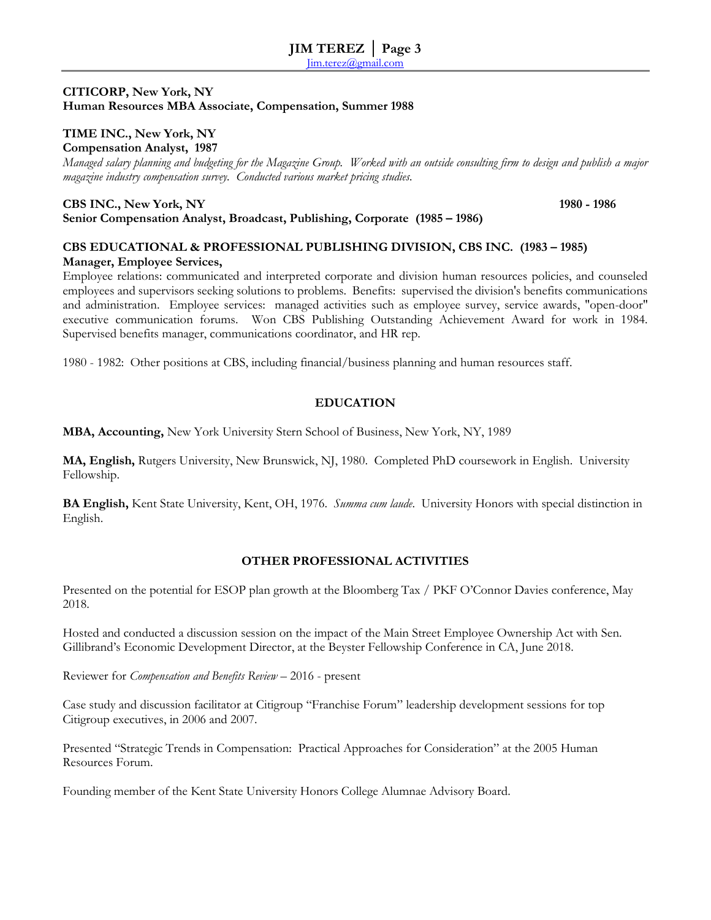**CITICORP, New York, NY**
**Human Resources MBA Associate, Compensation, Summer 1988**

**TIME INC., New York, NY**
**Compensation Analyst, 1987**
*Managed salary planning and budgeting for the Magazine Group. Worked with an outside consulting firm to design and publish a major magazine industry compensation survey. Conducted various market pricing studies.*

**CBS INC., New York, NY** **1980 - 1986**
**Senior Compensation Analyst, Broadcast, Publishing, Corporate (1985 – 1986)**

**CBS EDUCATIONAL & PROFESSIONAL PUBLISHING DIVISION, CBS INC. (1983 – 1985)**
**Manager, Employee Services,**
Employee relations: communicated and interpreted corporate and division human resources policies, and counseled employees and supervisors seeking solutions to problems. Benefits: supervised the division's benefits communications and administration. Employee services: managed activities such as employee survey, service awards, "open-door" executive communication forums. Won CBS Publishing Outstanding Achievement Award for work in 1984. Supervised benefits manager, communications coordinator, and HR rep.

1980 - 1982: Other positions at CBS, including financial/business planning and human resources staff.

## EDUCATION

**MBA, Accounting,** New York University Stern School of Business, New York, NY, 1989

**MA, English,** Rutgers University, New Brunswick, NJ, 1980. Completed PhD coursework in English. University Fellowship.

**BA English,** Kent State University, Kent, OH, 1976. *Summa cum laude*. University Honors with special distinction in English.

## OTHER PROFESSIONAL ACTIVITIES

Presented on the potential for ESOP plan growth at the Bloomberg Tax / PKF O'Connor Davies conference, May 2018.

Hosted and conducted a discussion session on the impact of the Main Street Employee Ownership Act with Sen. Gillibrand's Economic Development Director, at the Beyster Fellowship Conference in CA, June 2018.

Reviewer for *Compensation and Benefits Review* – 2016 - present

Case study and discussion facilitator at Citigroup "Franchise Forum" leadership development sessions for top Citigroup executives, in 2006 and 2007.

Presented "Strategic Trends in Compensation: Practical Approaches for Consideration" at the 2005 Human Resources Forum.

Founding member of the Kent State University Honors College Alumnae Advisory Board.